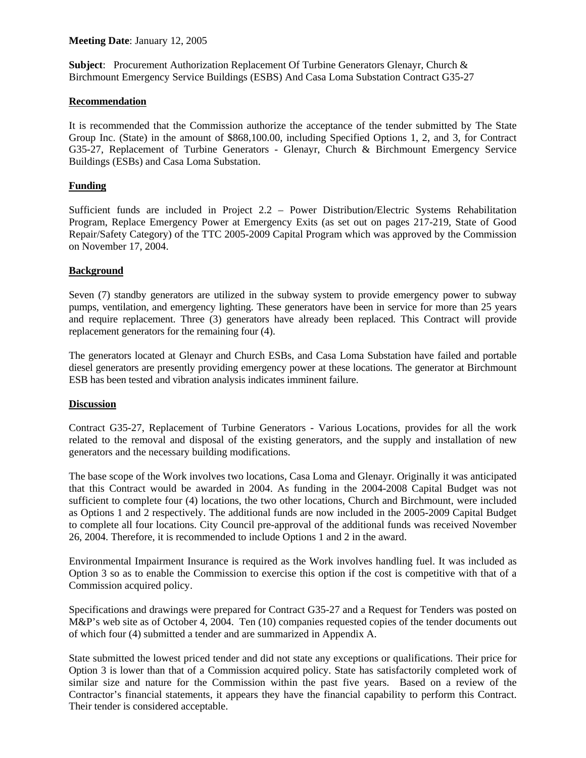**Meeting Date**: January 12, 2005

**Subject**: Procurement Authorization Replacement Of Turbine Generators Glenayr, Church & Birchmount Emergency Service Buildings (ESBS) And Casa Loma Substation Contract G35-27

## Recommendation

It is recommended that the Commission authorize the acceptance of the tender submitted by The State Group Inc. (State) in the amount of $868,100.00, including Specified Options 1, 2, and 3, for Contract G35-27, Replacement of Turbine Generators - Glenayr, Church & Birchmount Emergency Service Buildings (ESBs) and Casa Loma Substation.

## Funding

Sufficient funds are included in Project 2.2 – Power Distribution/Electric Systems Rehabilitation Program, Replace Emergency Power at Emergency Exits (as set out on pages 217-219, State of Good Repair/Safety Category) of the TTC 2005-2009 Capital Program which was approved by the Commission on November 17, 2004.

## Background

Seven (7) standby generators are utilized in the subway system to provide emergency power to subway pumps, ventilation, and emergency lighting. These generators have been in service for more than 25 years and require replacement. Three (3) generators have already been replaced. This Contract will provide replacement generators for the remaining four (4).

The generators located at Glenayr and Church ESBs, and Casa Loma Substation have failed and portable diesel generators are presently providing emergency power at these locations. The generator at Birchmount ESB has been tested and vibration analysis indicates imminent failure.

## Discussion

Contract G35-27, Replacement of Turbine Generators - Various Locations, provides for all the work related to the removal and disposal of the existing generators, and the supply and installation of new generators and the necessary building modifications.

The base scope of the Work involves two locations, Casa Loma and Glenayr. Originally it was anticipated that this Contract would be awarded in 2004. As funding in the 2004-2008 Capital Budget was not sufficient to complete four (4) locations, the two other locations, Church and Birchmount, were included as Options 1 and 2 respectively. The additional funds are now included in the 2005-2009 Capital Budget to complete all four locations. City Council pre-approval of the additional funds was received November 26, 2004. Therefore, it is recommended to include Options 1 and 2 in the award.

Environmental Impairment Insurance is required as the Work involves handling fuel. It was included as Option 3 so as to enable the Commission to exercise this option if the cost is competitive with that of a Commission acquired policy.

Specifications and drawings were prepared for Contract G35-27 and a Request for Tenders was posted on M&P's web site as of October 4, 2004. Ten (10) companies requested copies of the tender documents out of which four (4) submitted a tender and are summarized in Appendix A.

State submitted the lowest priced tender and did not state any exceptions or qualifications. Their price for Option 3 is lower than that of a Commission acquired policy. State has satisfactorily completed work of similar size and nature for the Commission within the past five years. Based on a review of the Contractor's financial statements, it appears they have the financial capability to perform this Contract. Their tender is considered acceptable.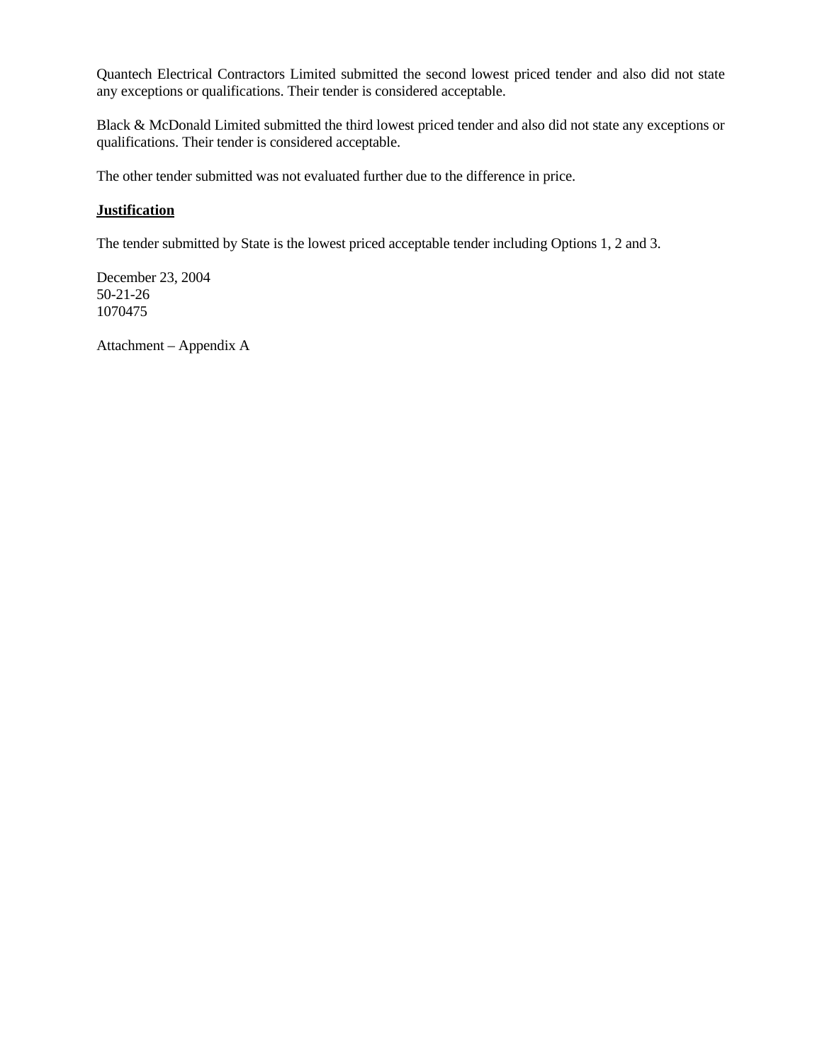Quantech Electrical Contractors Limited submitted the second lowest priced tender and also did not state any exceptions or qualifications. Their tender is considered acceptable.

Black & McDonald Limited submitted the third lowest priced tender and also did not state any exceptions or qualifications. Their tender is considered acceptable.

The other tender submitted was not evaluated further due to the difference in price.

**Justification**

The tender submitted by State is the lowest priced acceptable tender including Options 1, 2 and 3.

December 23, 2004
50-21-26
1070475

Attachment – Appendix A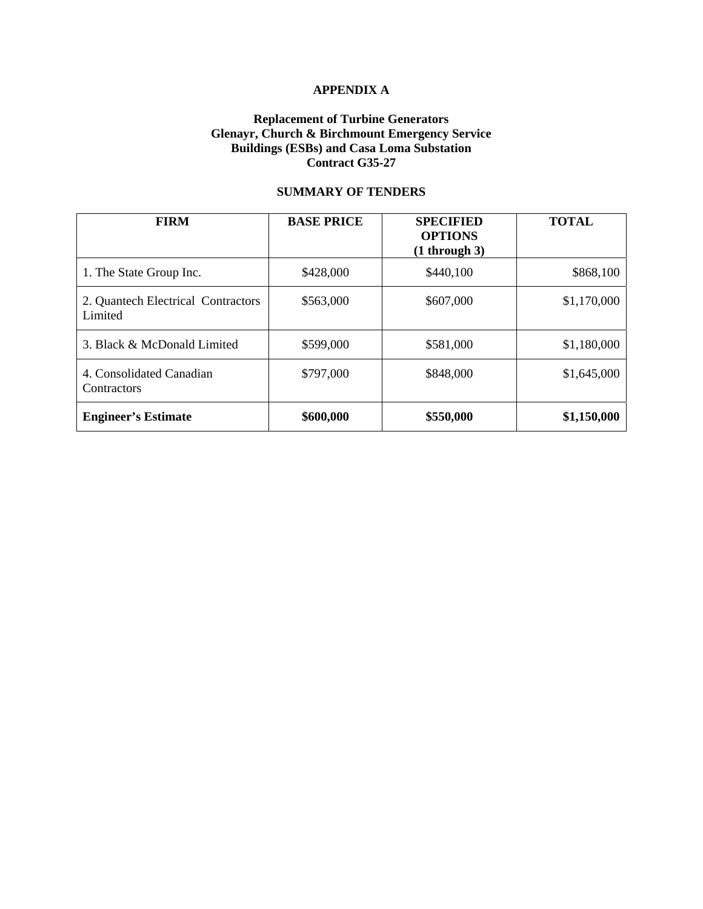# APPENDIX A

## Replacement of Turbine Generators
## Glenayr, Church & Birchmount Emergency Service Buildings (ESBs) and Casa Loma Substation
## Contract G35-27

## SUMMARY OF TENDERS

| FIRM | BASE PRICE | SPECIFIED OPTIONS (1 through 3) | TOTAL |
|---|---|---|---|
| 1. The State Group Inc. | $428,000 | $440,100 | $868,100 |
| 2. Quantech Electrical Contractors Limited | $563,000 | $607,000 | $1,170,000 |
| 3. Black & McDonald Limited | $599,000 | $581,000 | $1,180,000 |
| 4. Consolidated Canadian Contractors | $797,000 | $848,000 | $1,645,000 |
| **Engineer's Estimate** | **$600,000** | **$550,000** | **$1,150,000** |